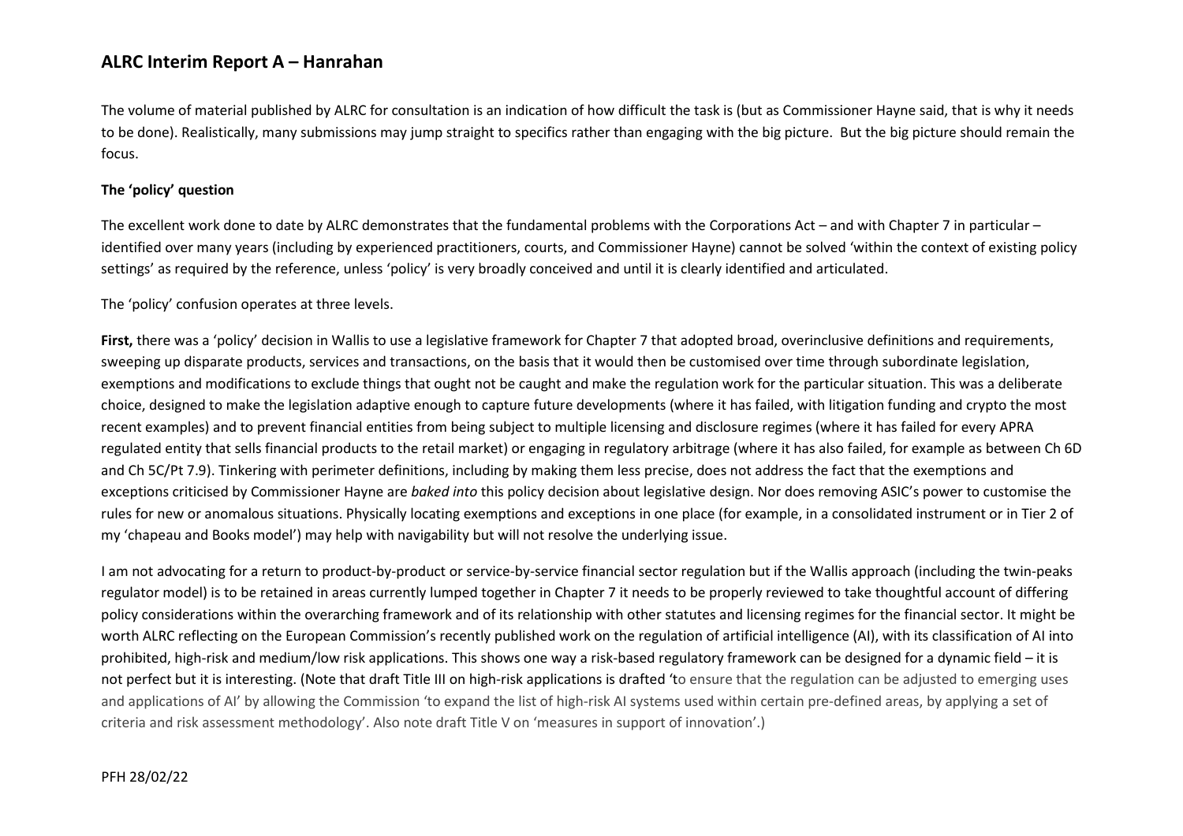# ALRC Interim Report A – Hanrahan

The volume of material published by ALRC for consultation is an indication of how difficult the task is (but as Commissioner Hayne said, that is why it needs to be done). Realistically, many submissions may jump straight to specifics rather than engaging with the big picture. But the big picture should remain the focus.

**The 'policy' question**

The excellent work done to date by ALRC demonstrates that the fundamental problems with the Corporations Act – and with Chapter 7 in particular – identified over many years (including by experienced practitioners, courts, and Commissioner Hayne) cannot be solved 'within the context of existing policy settings' as required by the reference, unless 'policy' is very broadly conceived and until it is clearly identified and articulated.

The 'policy' confusion operates at three levels.

**First,** there was a 'policy' decision in Wallis to use a legislative framework for Chapter 7 that adopted broad, overinclusive definitions and requirements, sweeping up disparate products, services and transactions, on the basis that it would then be customised over time through subordinate legislation, exemptions and modifications to exclude things that ought not be caught and make the regulation work for the particular situation. This was a deliberate choice, designed to make the legislation adaptive enough to capture future developments (where it has failed, with litigation funding and crypto the most recent examples) and to prevent financial entities from being subject to multiple licensing and disclosure regimes (where it has failed for every APRA regulated entity that sells financial products to the retail market) or engaging in regulatory arbitrage (where it has also failed, for example as between Ch 6D and Ch 5C/Pt 7.9). Tinkering with perimeter definitions, including by making them less precise, does not address the fact that the exemptions and exceptions criticised by Commissioner Hayne are *baked into* this policy decision about legislative design. Nor does removing ASIC's power to customise the rules for new or anomalous situations. Physically locating exemptions and exceptions in one place (for example, in a consolidated instrument or in Tier 2 of my 'chapeau and Books model') may help with navigability but will not resolve the underlying issue.

I am not advocating for a return to product-by-product or service-by-service financial sector regulation but if the Wallis approach (including the twin-peaks regulator model) is to be retained in areas currently lumped together in Chapter 7 it needs to be properly reviewed to take thoughtful account of differing policy considerations within the overarching framework and of its relationship with other statutes and licensing regimes for the financial sector. It might be worth ALRC reflecting on the European Commission's recently published work on the regulation of artificial intelligence (AI), with its classification of AI into prohibited, high-risk and medium/low risk applications. This shows one way a risk-based regulatory framework can be designed for a dynamic field – it is not perfect but it is interesting. (Note that draft Title III on high-risk applications is drafted 'to ensure that the regulation can be adjusted to emerging uses and applications of AI' by allowing the Commission 'to expand the list of high-risk AI systems used within certain pre-defined areas, by applying a set of criteria and risk assessment methodology'. Also note draft Title V on 'measures in support of innovation'.)

PFH 28/02/22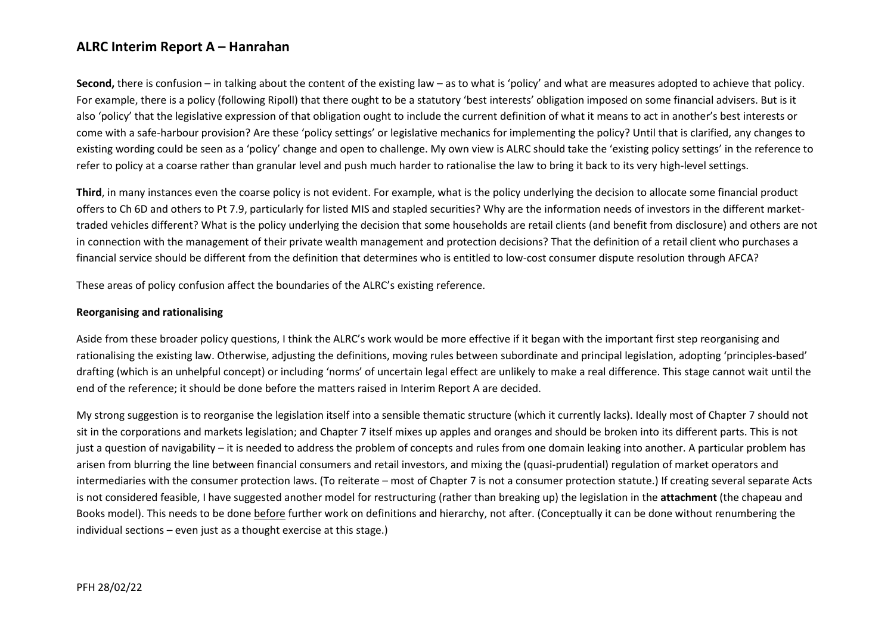**Second,** there is confusion – in talking about the content of the existing law – as to what is 'policy' and what are measures adopted to achieve that policy. For example, there is a policy (following Ripoll) that there ought to be a statutory 'best interests' obligation imposed on some financial advisers. But is it also 'policy' that the legislative expression of that obligation ought to include the current definition of what it means to act in another's best interests or come with a safe-harbour provision? Are these 'policy settings' or legislative mechanics for implementing the policy? Until that is clarified, any changes to existing wording could be seen as a 'policy' change and open to challenge. My own view is ALRC should take the 'existing policy settings' in the reference to refer to policy at a coarse rather than granular level and push much harder to rationalise the law to bring it back to its very high-level settings.

**Third**, in many instances even the coarse policy is not evident. For example, what is the policy underlying the decision to allocate some financial product offers to Ch 6D and others to Pt 7.9, particularly for listed MIS and stapled securities? Why are the information needs of investors in the different market-traded vehicles different? What is the policy underlying the decision that some households are retail clients (and benefit from disclosure) and others are not in connection with the management of their private wealth management and protection decisions? That the definition of a retail client who purchases a financial service should be different from the definition that determines who is entitled to low-cost consumer dispute resolution through AFCA?

These areas of policy confusion affect the boundaries of the ALRC's existing reference.

**Reorganising and rationalising**

Aside from these broader policy questions, I think the ALRC's work would be more effective if it began with the important first step reorganising and rationalising the existing law. Otherwise, adjusting the definitions, moving rules between subordinate and principal legislation, adopting 'principles-based' drafting (which is an unhelpful concept) or including 'norms' of uncertain legal effect are unlikely to make a real difference. This stage cannot wait until the end of the reference; it should be done before the matters raised in Interim Report A are decided.

My strong suggestion is to reorganise the legislation itself into a sensible thematic structure (which it currently lacks). Ideally most of Chapter 7 should not sit in the corporations and markets legislation; and Chapter 7 itself mixes up apples and oranges and should be broken into its different parts. This is not just a question of navigability – it is needed to address the problem of concepts and rules from one domain leaking into another. A particular problem has arisen from blurring the line between financial consumers and retail investors, and mixing the (quasi-prudential) regulation of market operators and intermediaries with the consumer protection laws. (To reiterate – most of Chapter 7 is not a consumer protection statute.) If creating several separate Acts is not considered feasible, I have suggested another model for restructuring (rather than breaking up) the legislation in the **attachment** (the chapeau and Books model). This needs to be done <u>before</u> further work on definitions and hierarchy, not after. (Conceptually it can be done without renumbering the individual sections – even just as a thought exercise at this stage.)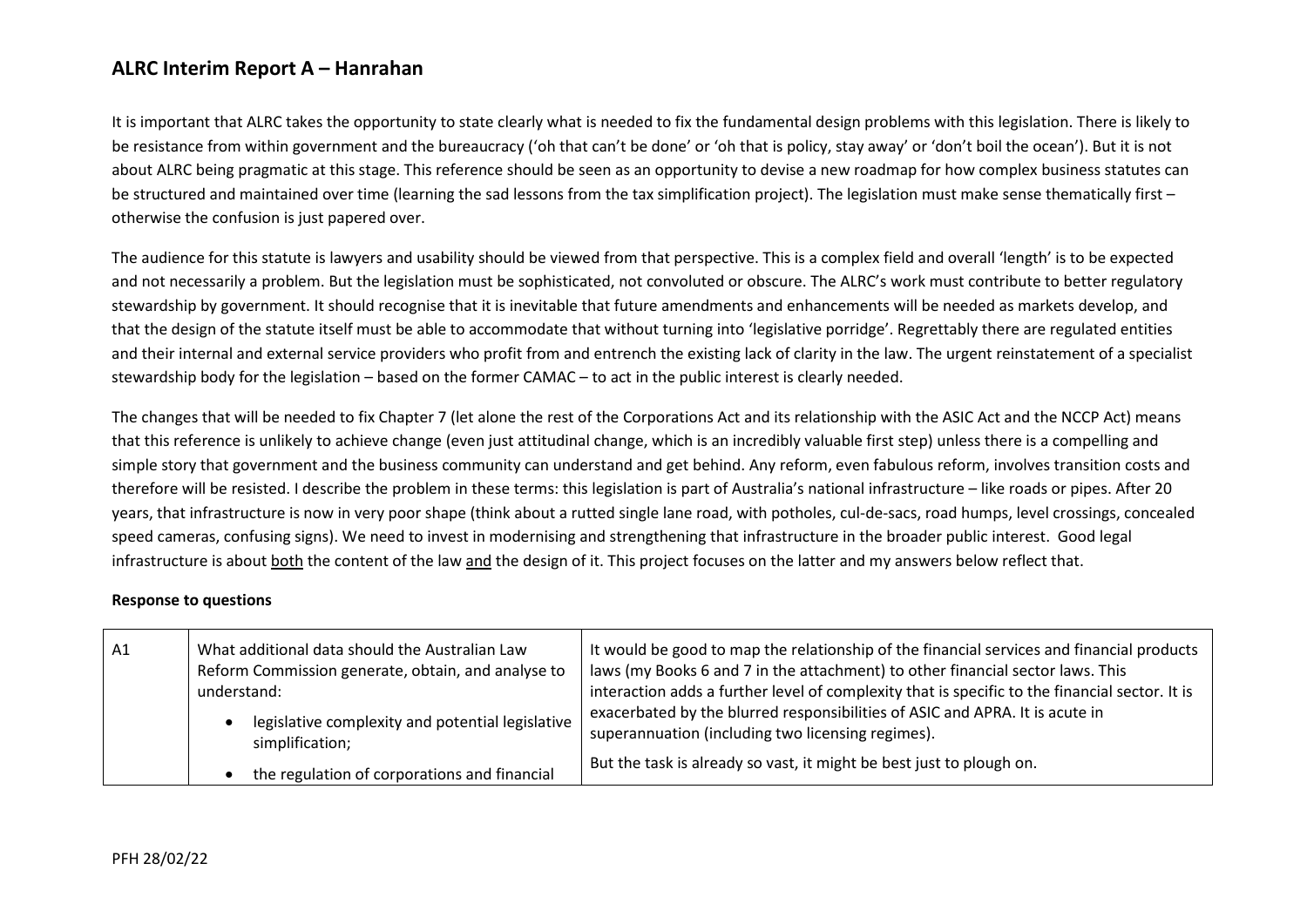## ALRC Interim Report A – Hanrahan

It is important that ALRC takes the opportunity to state clearly what is needed to fix the fundamental design problems with this legislation. There is likely to be resistance from within government and the bureaucracy ('oh that can't be done' or 'oh that is policy, stay away' or 'don't boil the ocean'). But it is not about ALRC being pragmatic at this stage. This reference should be seen as an opportunity to devise a new roadmap for how complex business statutes can be structured and maintained over time (learning the sad lessons from the tax simplification project). The legislation must make sense thematically first – otherwise the confusion is just papered over.

The audience for this statute is lawyers and usability should be viewed from that perspective. This is a complex field and overall 'length' is to be expected and not necessarily a problem. But the legislation must be sophisticated, not convoluted or obscure. The ALRC's work must contribute to better regulatory stewardship by government. It should recognise that it is inevitable that future amendments and enhancements will be needed as markets develop, and that the design of the statute itself must be able to accommodate that without turning into 'legislative porridge'. Regrettably there are regulated entities and their internal and external service providers who profit from and entrench the existing lack of clarity in the law. The urgent reinstatement of a specialist stewardship body for the legislation – based on the former CAMAC – to act in the public interest is clearly needed.

The changes that will be needed to fix Chapter 7 (let alone the rest of the Corporations Act and its relationship with the ASIC Act and the NCCP Act) means that this reference is unlikely to achieve change (even just attitudinal change, which is an incredibly valuable first step) unless there is a compelling and simple story that government and the business community can understand and get behind. Any reform, even fabulous reform, involves transition costs and therefore will be resisted. I describe the problem in these terms: this legislation is part of Australia's national infrastructure – like roads or pipes. After 20 years, that infrastructure is now in very poor shape (think about a rutted single lane road, with potholes, cul-de-sacs, road humps, level crossings, concealed speed cameras, confusing signs). We need to invest in modernising and strengthening that infrastructure in the broader public interest. Good legal infrastructure is about both the content of the law and the design of it. This project focuses on the latter and my answers below reflect that.

**Response to questions**

| | | |
|---|---|---|
| A1 | What additional data should the Australian Law Reform Commission generate, obtain, and analyse to understand:<br>• legislative complexity and potential legislative simplification;<br>• the regulation of corporations and financial | It would be good to map the relationship of the financial services and financial products laws (my Books 6 and 7 in the attachment) to other financial sector laws. This interaction adds a further level of complexity that is specific to the financial sector. It is exacerbated by the blurred responsibilities of ASIC and APRA. It is acute in superannuation (including two licensing regimes).<br><br>But the task is already so vast, it might be best just to plough on. |

PFH 28/02/22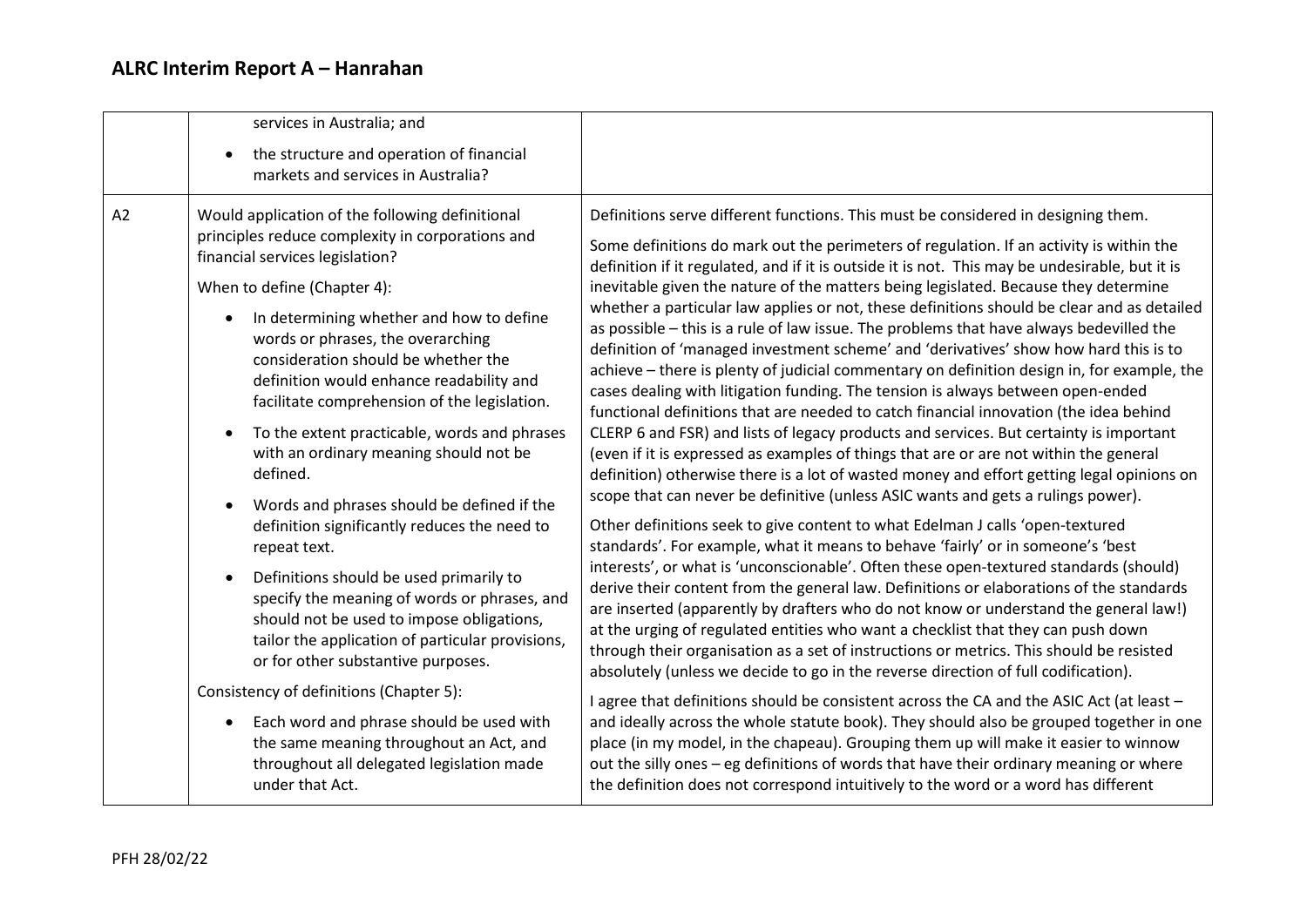| | | |
|---|---|---|
| | services in Australia; and<br><br>• the structure and operation of financial markets and services in Australia? | |
| A2 | Would application of the following definitional principles reduce complexity in corporations and financial services legislation?<br><br>When to define (Chapter 4):<br><br>• In determining whether and how to define words or phrases, the overarching consideration should be whether the definition would enhance readability and facilitate comprehension of the legislation.<br><br>• To the extent practicable, words and phrases with an ordinary meaning should not be defined.<br><br>• Words and phrases should be defined if the definition significantly reduces the need to repeat text.<br><br>• Definitions should be used primarily to specify the meaning of words or phrases, and should not be used to impose obligations, tailor the application of particular provisions, or for other substantive purposes.<br><br>Consistency of definitions (Chapter 5):<br><br>• Each word and phrase should be used with the same meaning throughout an Act, and throughout all delegated legislation made under that Act. | Definitions serve different functions. This must be considered in designing them.<br><br>Some definitions do mark out the perimeters of regulation. If an activity is within the definition if it regulated, and if it is outside it is not. This may be undesirable, but it is inevitable given the nature of the matters being legislated. Because they determine whether a particular law applies or not, these definitions should be clear and as detailed as possible – this is a rule of law issue. The problems that have always bedevilled the definition of 'managed investment scheme' and 'derivatives' show how hard this is to achieve – there is plenty of judicial commentary on definition design in, for example, the cases dealing with litigation funding. The tension is always between open-ended functional definitions that are needed to catch financial innovation (the idea behind CLERP 6 and FSR) and lists of legacy products and services. But certainty is important (even if it is expressed as examples of things that are or are not within the general definition) otherwise there is a lot of wasted money and effort getting legal opinions on scope that can never be definitive (unless ASIC wants and gets a rulings power).<br><br>Other definitions seek to give content to what Edelman J calls 'open-textured standards'. For example, what it means to behave 'fairly' or in someone's 'best interests', or what is 'unconscionable'. Often these open-textured standards (should) derive their content from the general law. Definitions or elaborations of the standards are inserted (apparently by drafters who do not know or understand the general law!) at the urging of regulated entities who want a checklist that they can push down through their organisation as a set of instructions or metrics. This should be resisted absolutely (unless we decide to go in the reverse direction of full codification).<br><br>I agree that definitions should be consistent across the CA and the ASIC Act (at least – and ideally across the whole statute book). They should also be grouped together in one place (in my model, in the chapeau). Grouping them up will make it easier to winnow out the silly ones – eg definitions of words that have their ordinary meaning or where the definition does not correspond intuitively to the word or a word has different |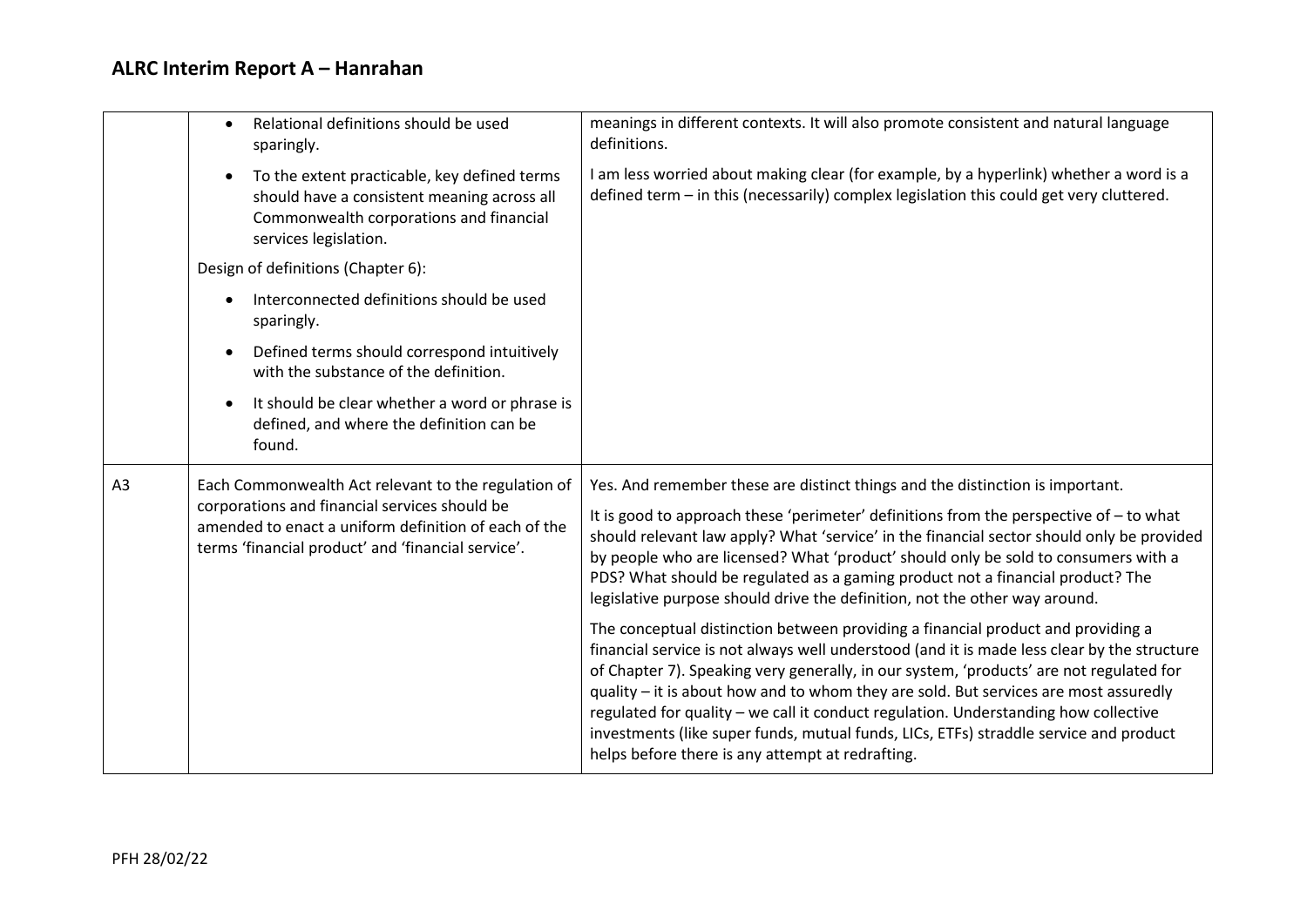| | | |
|---|---|---|
| | • Relational definitions should be used sparingly.<br>• To the extent practicable, key defined terms should have a consistent meaning across all Commonwealth corporations and financial services legislation.<br>Design of definitions (Chapter 6):<br>• Interconnected definitions should be used sparingly.<br>• Defined terms should correspond intuitively with the substance of the definition.<br>• It should be clear whether a word or phrase is defined, and where the definition can be found. | meanings in different contexts. It will also promote consistent and natural language definitions.<br><br>I am less worried about making clear (for example, by a hyperlink) whether a word is a defined term – in this (necessarily) complex legislation this could get very cluttered. |
| A3 | Each Commonwealth Act relevant to the regulation of corporations and financial services should be amended to enact a uniform definition of each of the terms 'financial product' and 'financial service'. | Yes. And remember these are distinct things and the distinction is important.<br><br>It is good to approach these 'perimeter' definitions from the perspective of – to what should relevant law apply? What 'service' in the financial sector should only be provided by people who are licensed? What 'product' should only be sold to consumers with a PDS? What should be regulated as a gaming product not a financial product? The legislative purpose should drive the definition, not the other way around.<br><br>The conceptual distinction between providing a financial product and providing a financial service is not always well understood (and it is made less clear by the structure of Chapter 7). Speaking very generally, in our system, 'products' are not regulated for quality – it is about how and to whom they are sold. But services are most assuredly regulated for quality – we call it conduct regulation. Understanding how collective investments (like super funds, mutual funds, LICs, ETFs) straddle service and product helps before there is any attempt at redrafting. |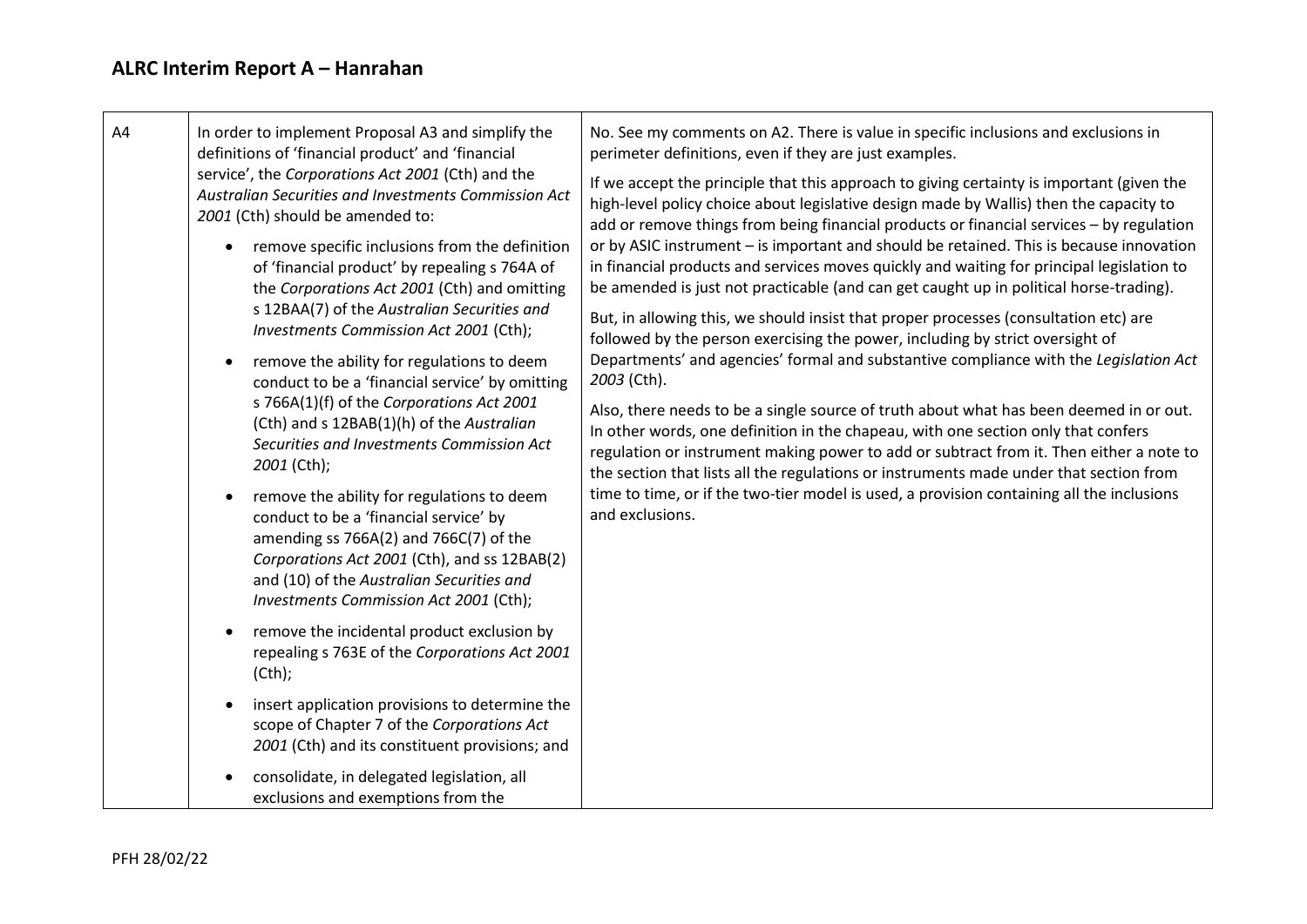| A4 | In order to implement Proposal A3 and simplify the definitions of 'financial product' and 'financial service', the *Corporations Act 2001* (Cth) and the *Australian Securities and Investments Commission Act 2001* (Cth) should be amended to:<br><br>• remove specific inclusions from the definition of 'financial product' by repealing s 764A of the *Corporations Act 2001* (Cth) and omitting s 12BAA(7) of the *Australian Securities and Investments Commission Act 2001* (Cth);<br><br>• remove the ability for regulations to deem conduct to be a 'financial service' by omitting s 766A(1)(f) of the *Corporations Act 2001* (Cth) and s 12BAB(1)(h) of the *Australian Securities and Investments Commission Act 2001* (Cth);<br><br>• remove the ability for regulations to deem conduct to be a 'financial service' by amending ss 766A(2) and 766C(7) of the *Corporations Act 2001* (Cth), and ss 12BAB(2) and (10) of the *Australian Securities and Investments Commission Act 2001* (Cth);<br><br>• remove the incidental product exclusion by repealing s 763E of the *Corporations Act 2001* (Cth);<br><br>• insert application provisions to determine the scope of Chapter 7 of the *Corporations Act 2001* (Cth) and its constituent provisions; and<br><br>• consolidate, in delegated legislation, all exclusions and exemptions from the | No. See my comments on A2. There is value in specific inclusions and exclusions in perimeter definitions, even if they are just examples.<br><br>If we accept the principle that this approach to giving certainty is important (given the high-level policy choice about legislative design made by Wallis) then the capacity to add or remove things from being financial products or financial services – by regulation or by ASIC instrument – is important and should be retained. This is because innovation in financial products and services moves quickly and waiting for principal legislation to be amended is just not practicable (and can get caught up in political horse-trading).<br><br>But, in allowing this, we should insist that proper processes (consultation etc) are followed by the person exercising the power, including by strict oversight of Departments' and agencies' formal and substantive compliance with the *Legislation Act 2003* (Cth).<br><br>Also, there needs to be a single source of truth about what has been deemed in or out. In other words, one definition in the chapeau, with one section only that confers regulation or instrument making power to add or subtract from it. Then either a note to the section that lists all the regulations or instruments made under that section from time to time, or if the two-tier model is used, a provision containing all the inclusions and exclusions. |
|---|---|---|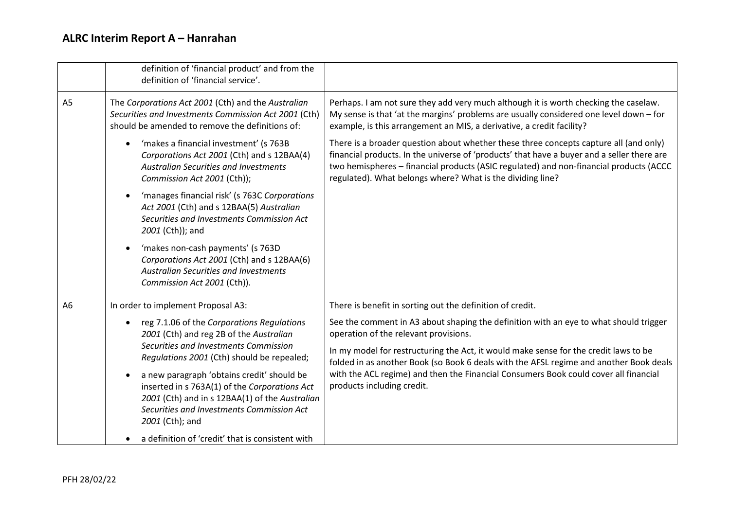|  |  |  |
|---|---|---|
|  | definition of 'financial product' and from the definition of 'financial service'. |  |
| A5 | The *Corporations Act 2001* (Cth) and the *Australian Securities and Investments Commission Act 2001* (Cth) should be amended to remove the definitions of:<br><br>• 'makes a financial investment' (s 763B *Corporations Act 2001* (Cth) and s 12BAA(4) *Australian Securities and Investments Commission Act 2001* (Cth));<br>• 'manages financial risk' (s 763C *Corporations Act 2001* (Cth) and s 12BAA(5) *Australian Securities and Investments Commission Act 2001* (Cth)); and<br>• 'makes non-cash payments' (s 763D *Corporations Act 2001* (Cth) and s 12BAA(6) *Australian Securities and Investments Commission Act 2001* (Cth)). | Perhaps. I am not sure they add very much although it is worth checking the caselaw. My sense is that 'at the margins' problems are usually considered one level down – for example, is this arrangement an MIS, a derivative, a credit facility?<br><br>There is a broader question about whether these three concepts capture all (and only) financial products. In the universe of 'products' that have a buyer and a seller there are two hemispheres – financial products (ASIC regulated) and non-financial products (ACCC regulated). What belongs where? What is the dividing line? |
| A6 | In order to implement Proposal A3:<br><br>• reg 7.1.06 of the *Corporations Regulations 2001* (Cth) and reg 2B of the *Australian Securities and Investments Commission Regulations 2001* (Cth) should be repealed;<br>• a new paragraph 'obtains credit' should be inserted in s 763A(1) of the *Corporations Act 2001* (Cth) and in s 12BAA(1) of the *Australian Securities and Investments Commission Act 2001* (Cth); and<br>• a definition of 'credit' that is consistent with | There is benefit in sorting out the definition of credit.<br><br>See the comment in A3 about shaping the definition with an eye to what should trigger operation of the relevant provisions.<br><br>In my model for restructuring the Act, it would make sense for the credit laws to be folded in as another Book (so Book 6 deals with the AFSL regime and another Book deals with the ACL regime) and then the Financial Consumers Book could cover all financial products including credit. |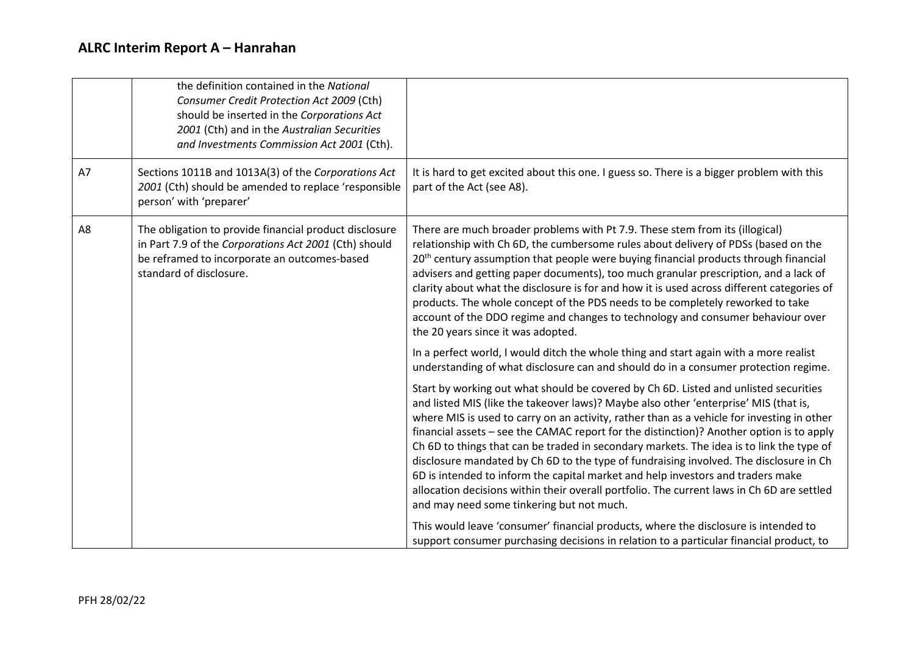| | | |
|---|---|---|
| | the definition contained in the *National Consumer Credit Protection Act 2009* (Cth) should be inserted in the *Corporations Act 2001* (Cth) and in the *Australian Securities and Investments Commission Act 2001* (Cth). | |
| A7 | Sections 1011B and 1013A(3) of the *Corporations Act 2001* (Cth) should be amended to replace 'responsible person' with 'preparer' | It is hard to get excited about this one. I guess so. There is a bigger problem with this part of the Act (see A8). |
| A8 | The obligation to provide financial product disclosure in Part 7.9 of the *Corporations Act 2001* (Cth) should be reframed to incorporate an outcomes-based standard of disclosure. | There are much broader problems with Pt 7.9. These stem from its (illogical) relationship with Ch 6D, the cumbersome rules about delivery of PDSs (based on the 20th century assumption that people were buying financial products through financial advisers and getting paper documents), too much granular prescription, and a lack of clarity about what the disclosure is for and how it is used across different categories of products. The whole concept of the PDS needs to be completely reworked to take account of the DDO regime and changes to technology and consumer behaviour over the 20 years since it was adopted.<br><br>In a perfect world, I would ditch the whole thing and start again with a more realist understanding of what disclosure can and should do in a consumer protection regime.<br><br>Start by working out what should be covered by Ch 6D. Listed and unlisted securities and listed MIS (like the takeover laws)? Maybe also other 'enterprise' MIS (that is, where MIS is used to carry on an activity, rather than as a vehicle for investing in other financial assets – see the CAMAC report for the distinction)? Another option is to apply Ch 6D to things that can be traded in secondary markets. The idea is to link the type of disclosure mandated by Ch 6D to the type of fundraising involved. The disclosure in Ch 6D is intended to inform the capital market and help investors and traders make allocation decisions within their overall portfolio. The current laws in Ch 6D are settled and may need some tinkering but not much.<br><br>This would leave 'consumer' financial products, where the disclosure is intended to support consumer purchasing decisions in relation to a particular financial product, to |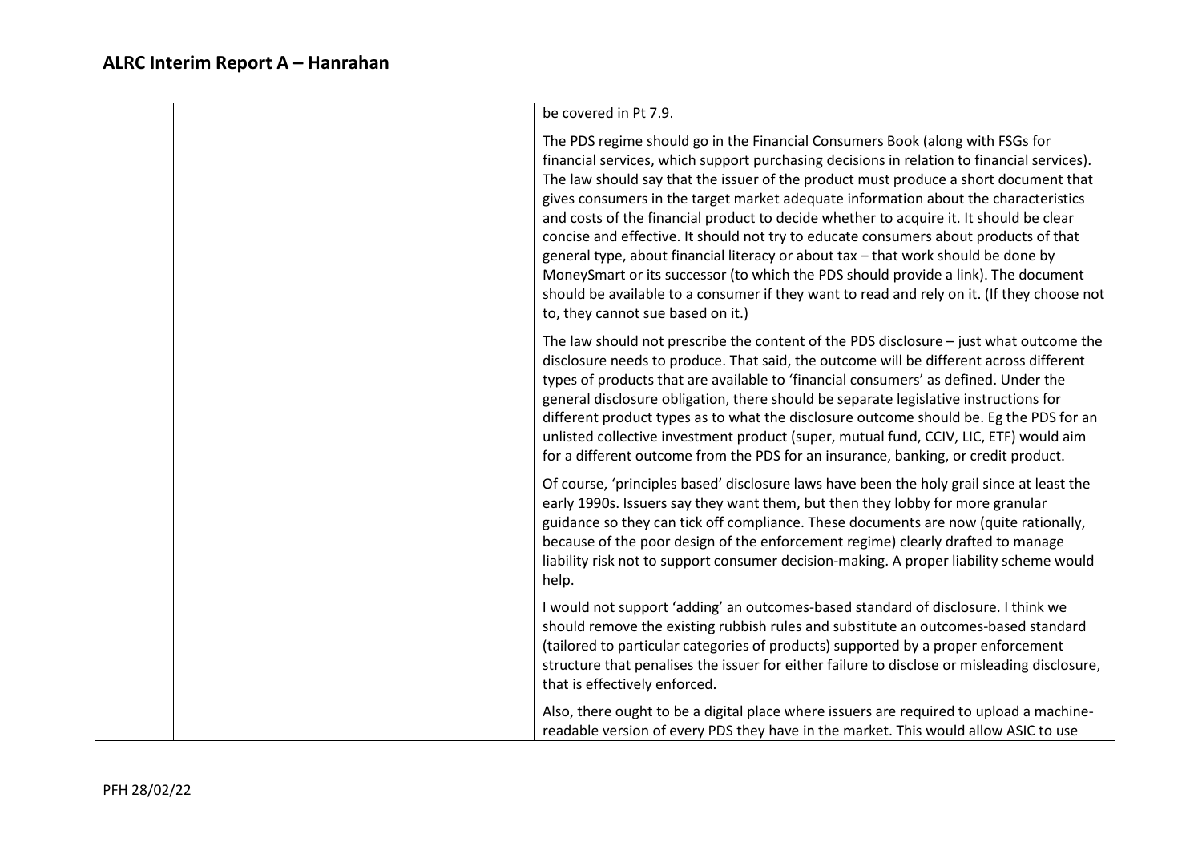| | | be covered in Pt 7.9.<br><br>The PDS regime should go in the Financial Consumers Book (along with FSGs for financial services, which support purchasing decisions in relation to financial services). The law should say that the issuer of the product must produce a short document that gives consumers in the target market adequate information about the characteristics and costs of the financial product to decide whether to acquire it. It should be clear concise and effective. It should not try to educate consumers about products of that general type, about financial literacy or about tax – that work should be done by MoneySmart or its successor (to which the PDS should provide a link). The document should be available to a consumer if they want to read and rely on it. (If they choose not to, they cannot sue based on it.)<br><br>The law should not prescribe the content of the PDS disclosure – just what outcome the disclosure needs to produce. That said, the outcome will be different across different types of products that are available to 'financial consumers' as defined. Under the general disclosure obligation, there should be separate legislative instructions for different product types as to what the disclosure outcome should be. Eg the PDS for an unlisted collective investment product (super, mutual fund, CCIV, LIC, ETF) would aim for a different outcome from the PDS for an insurance, banking, or credit product.<br><br>Of course, 'principles based' disclosure laws have been the holy grail since at least the early 1990s. Issuers say they want them, but then they lobby for more granular guidance so they can tick off compliance. These documents are now (quite rationally, because of the poor design of the enforcement regime) clearly drafted to manage liability risk not to support consumer decision-making. A proper liability scheme would help.<br><br>I would not support 'adding' an outcomes-based standard of disclosure. I think we should remove the existing rubbish rules and substitute an outcomes-based standard (tailored to particular categories of products) supported by a proper enforcement structure that penalises the issuer for either failure to disclose or misleading disclosure, that is effectively enforced.<br><br>Also, there ought to be a digital place where issuers are required to upload a machine-readable version of every PDS they have in the market. This would allow ASIC to use |
|---|---|---|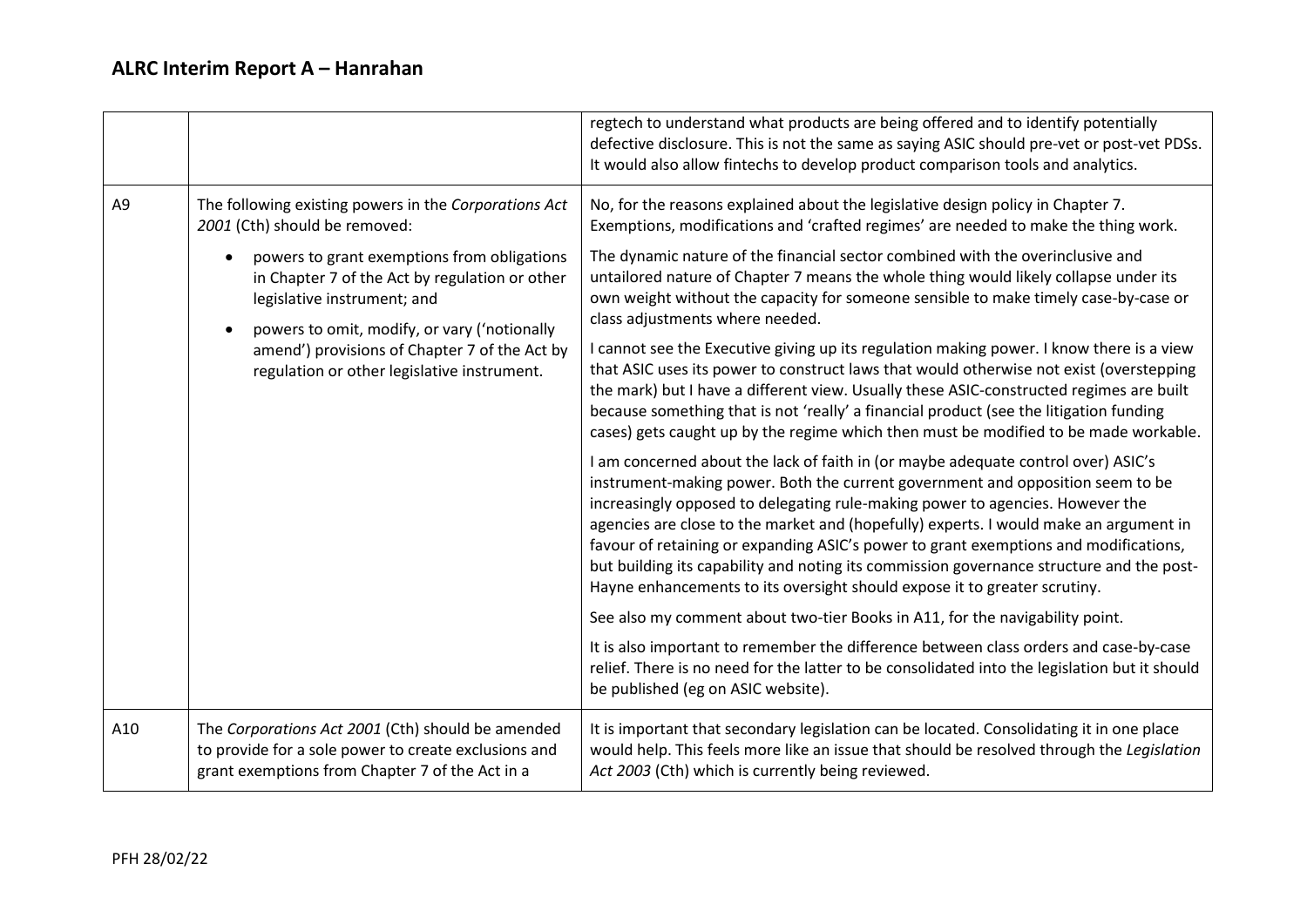| | | |
|---|---|---|
| | | regtech to understand what products are being offered and to identify potentially defective disclosure. This is not the same as saying ASIC should pre-vet or post-vet PDSs. It would also allow fintechs to develop product comparison tools and analytics. |
| A9 | The following existing powers in the *Corporations Act 2001* (Cth) should be removed:<br>• powers to grant exemptions from obligations in Chapter 7 of the Act by regulation or other legislative instrument; and<br>• powers to omit, modify, or vary ('notionally amend') provisions of Chapter 7 of the Act by regulation or other legislative instrument. | No, for the reasons explained about the legislative design policy in Chapter 7. Exemptions, modifications and 'crafted regimes' are needed to make the thing work.<br><br>The dynamic nature of the financial sector combined with the overinclusive and untailored nature of Chapter 7 means the whole thing would likely collapse under its own weight without the capacity for someone sensible to make timely case-by-case or class adjustments where needed.<br><br>I cannot see the Executive giving up its regulation making power. I know there is a view that ASIC uses its power to construct laws that would otherwise not exist (overstepping the mark) but I have a different view. Usually these ASIC-constructed regimes are built because something that is not 'really' a financial product (see the litigation funding cases) gets caught up by the regime which then must be modified to be made workable.<br><br>I am concerned about the lack of faith in (or maybe adequate control over) ASIC's instrument-making power. Both the current government and opposition seem to be increasingly opposed to delegating rule-making power to agencies. However the agencies are close to the market and (hopefully) experts. I would make an argument in favour of retaining or expanding ASIC's power to grant exemptions and modifications, but building its capability and noting its commission governance structure and the post-Hayne enhancements to its oversight should expose it to greater scrutiny.<br><br>See also my comment about two-tier Books in A11, for the navigability point.<br><br>It is also important to remember the difference between class orders and case-by-case relief. There is no need for the latter to be consolidated into the legislation but it should be published (eg on ASIC website). |
| A10 | The *Corporations Act 2001* (Cth) should be amended to provide for a sole power to create exclusions and grant exemptions from Chapter 7 of the Act in a | It is important that secondary legislation can be located. Consolidating it in one place would help. This feels more like an issue that should be resolved through the *Legislation Act 2003* (Cth) which is currently being reviewed. |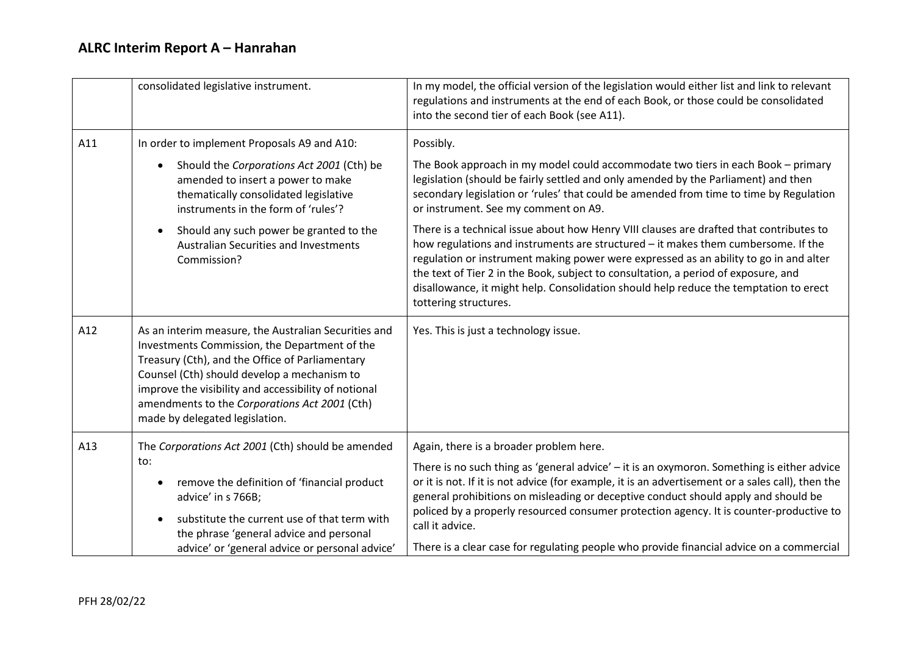| | | |
|---|---|---|
| | consolidated legislative instrument. | In my model, the official version of the legislation would either list and link to relevant regulations and instruments at the end of each Book, or those could be consolidated into the second tier of each Book (see A11). |
| A11 | In order to implement Proposals A9 and A10:<br>• Should the *Corporations Act 2001* (Cth) be amended to insert a power to make thematically consolidated legislative instruments in the form of 'rules'?<br>• Should any such power be granted to the Australian Securities and Investments Commission? | Possibly.<br>The Book approach in my model could accommodate two tiers in each Book – primary legislation (should be fairly settled and only amended by the Parliament) and then secondary legislation or 'rules' that could be amended from time to time by Regulation or instrument. See my comment on A9.<br>There is a technical issue about how Henry VIII clauses are drafted that contributes to how regulations and instruments are structured – it makes them cumbersome. If the regulation or instrument making power were expressed as an ability to go in and alter the text of Tier 2 in the Book, subject to consultation, a period of exposure, and disallowance, it might help. Consolidation should help reduce the temptation to erect tottering structures. |
| A12 | As an interim measure, the Australian Securities and Investments Commission, the Department of the Treasury (Cth), and the Office of Parliamentary Counsel (Cth) should develop a mechanism to improve the visibility and accessibility of notional amendments to the *Corporations Act 2001* (Cth) made by delegated legislation. | Yes. This is just a technology issue. |
| A13 | The *Corporations Act 2001* (Cth) should be amended to:<br>• remove the definition of 'financial product advice' in s 766B;<br>• substitute the current use of that term with the phrase 'general advice and personal advice' or 'general advice or personal advice' | Again, there is a broader problem here.<br>There is no such thing as 'general advice' – it is an oxymoron. Something is either advice or it is not. If it is not advice (for example, it is an advertisement or a sales call), then the general prohibitions on misleading or deceptive conduct should apply and should be policed by a properly resourced consumer protection agency. It is counter-productive to call it advice.<br>There is a clear case for regulating people who provide financial advice on a commercial |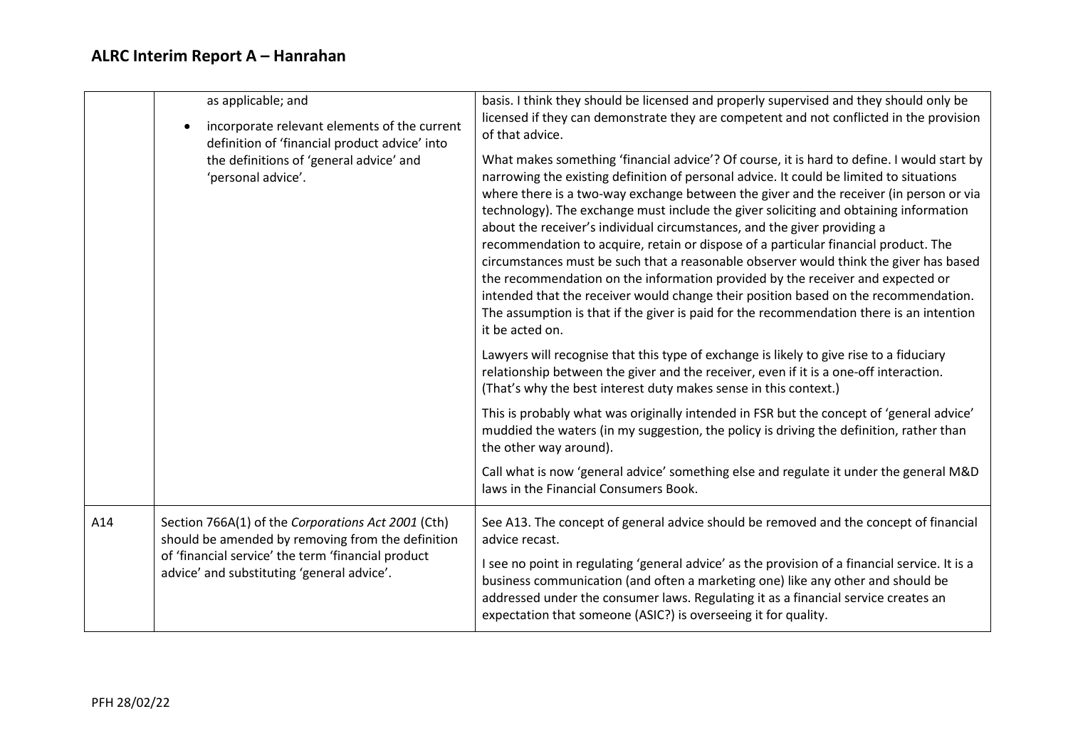| | | |
|---|---|---|
| | as applicable; and<br>• incorporate relevant elements of the current definition of 'financial product advice' into the definitions of 'general advice' and 'personal advice'. | basis. I think they should be licensed and properly supervised and they should only be licensed if they can demonstrate they are competent and not conflicted in the provision of that advice.<br><br>What makes something 'financial advice'? Of course, it is hard to define. I would start by narrowing the existing definition of personal advice. It could be limited to situations where there is a two-way exchange between the giver and the receiver (in person or via technology). The exchange must include the giver soliciting and obtaining information about the receiver's individual circumstances, and the giver providing a recommendation to acquire, retain or dispose of a particular financial product. The circumstances must be such that a reasonable observer would think the giver has based the recommendation on the information provided by the receiver and expected or intended that the receiver would change their position based on the recommendation. The assumption is that if the giver is paid for the recommendation there is an intention it be acted on.<br><br>Lawyers will recognise that this type of exchange is likely to give rise to a fiduciary relationship between the giver and the receiver, even if it is a one-off interaction. (That's why the best interest duty makes sense in this context.)<br><br>This is probably what was originally intended in FSR but the concept of 'general advice' muddied the waters (in my suggestion, the policy is driving the definition, rather than the other way around).<br><br>Call what is now 'general advice' something else and regulate it under the general M&D laws in the Financial Consumers Book. |
| A14 | Section 766A(1) of the *Corporations Act 2001* (Cth) should be amended by removing from the definition of 'financial service' the term 'financial product advice' and substituting 'general advice'. | See A13. The concept of general advice should be removed and the concept of financial advice recast.<br><br>I see no point in regulating 'general advice' as the provision of a financial service. It is a business communication (and often a marketing one) like any other and should be addressed under the consumer laws. Regulating it as a financial service creates an expectation that someone (ASIC?) is overseeing it for quality. |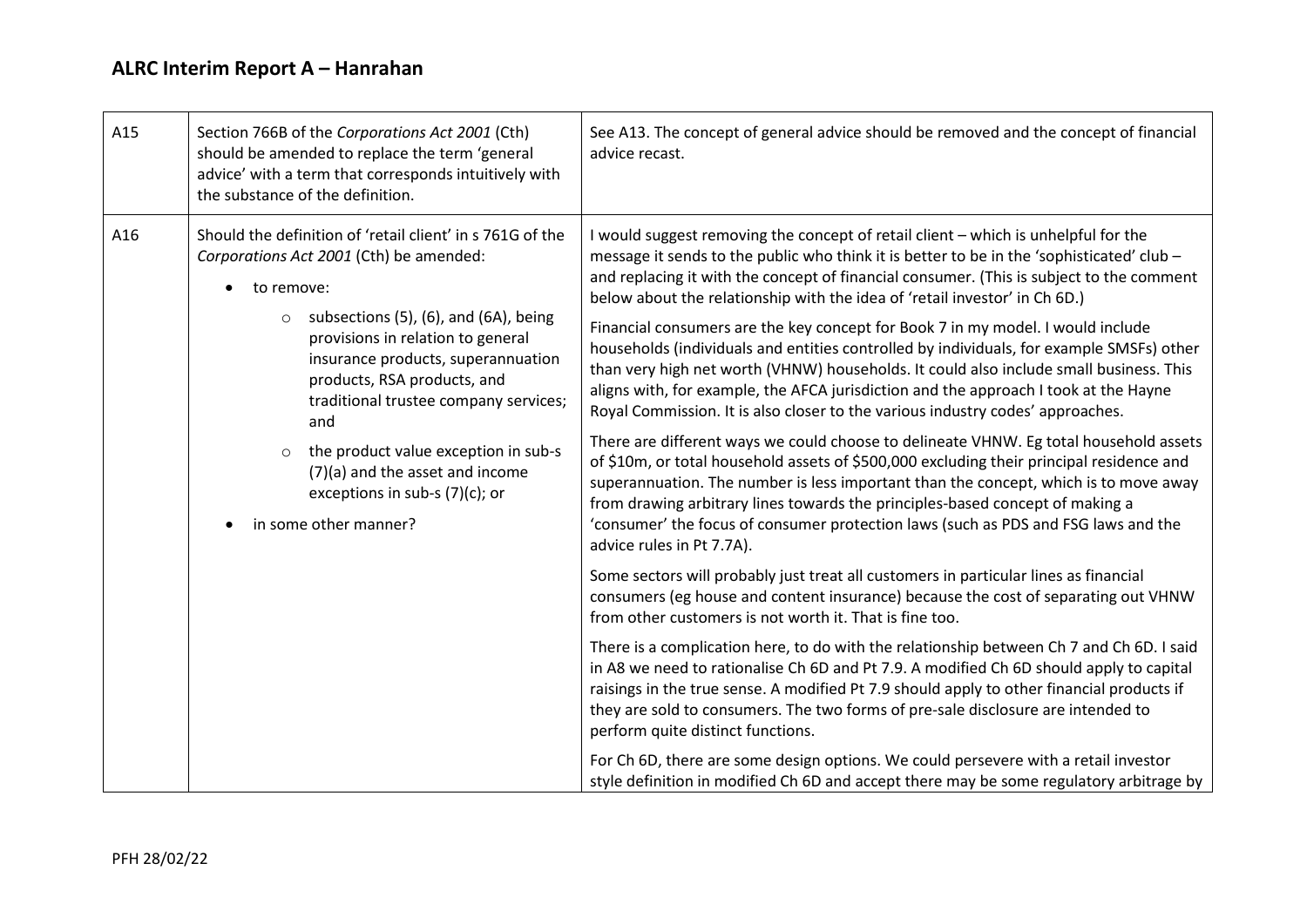| A15 | Section 766B of the *Corporations Act 2001* (Cth) should be amended to replace the term 'general advice' with a term that corresponds intuitively with the substance of the definition. | See A13. The concept of general advice should be removed and the concept of financial advice recast. |
|---|---|---|
| A16 | Should the definition of 'retail client' in s 761G of the *Corporations Act 2001* (Cth) be amended:<br><br>• to remove:<br>  ◦ subsections (5), (6), and (6A), being provisions in relation to general insurance products, superannuation products, RSA products, and traditional trustee company services; and<br>  ◦ the product value exception in sub-s (7)(a) and the asset and income exceptions in sub-s (7)(c); or<br>• in some other manner? | I would suggest removing the concept of retail client – which is unhelpful for the message it sends to the public who think it is better to be in the 'sophisticated' club – and replacing it with the concept of financial consumer. (This is subject to the comment below about the relationship with the idea of 'retail investor' in Ch 6D.)<br><br>Financial consumers are the key concept for Book 7 in my model. I would include households (individuals and entities controlled by individuals, for example SMSFs) other than very high net worth (VHNW) households. It could also include small business. This aligns with, for example, the AFCA jurisdiction and the approach I took at the Hayne Royal Commission. It is also closer to the various industry codes' approaches.<br><br>There are different ways we could choose to delineate VHNW. Eg total household assets of $10m, or total household assets of $500,000 excluding their principal residence and superannuation. The number is less important than the concept, which is to move away from drawing arbitrary lines towards the principles-based concept of making a 'consumer' the focus of consumer protection laws (such as PDS and FSG laws and the advice rules in Pt 7.7A).<br><br>Some sectors will probably just treat all customers in particular lines as financial consumers (eg house and content insurance) because the cost of separating out VHNW from other customers is not worth it. That is fine too.<br><br>There is a complication here, to do with the relationship between Ch 7 and Ch 6D. I said in A8 we need to rationalise Ch 6D and Pt 7.9. A modified Ch 6D should apply to capital raisings in the true sense. A modified Pt 7.9 should apply to other financial products if they are sold to consumers. The two forms of pre-sale disclosure are intended to perform quite distinct functions.<br><br>For Ch 6D, there are some design options. We could persevere with a retail investor style definition in modified Ch 6D and accept there may be some regulatory arbitrage by |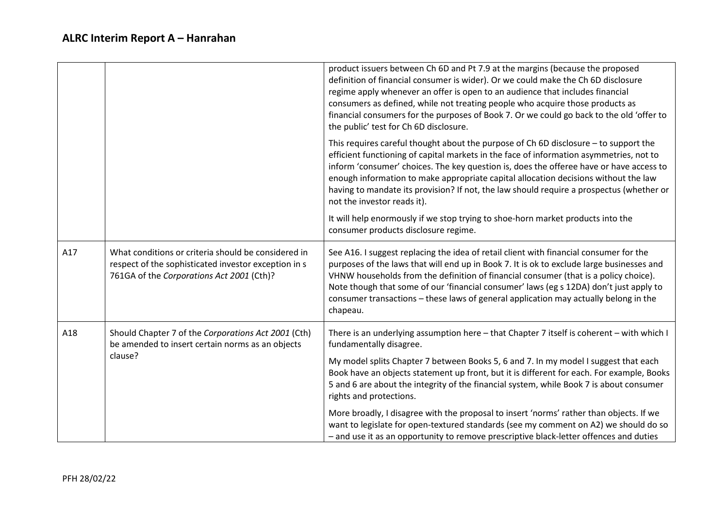| | | |
|---|---|---|
| | | product issuers between Ch 6D and Pt 7.9 at the margins (because the proposed definition of financial consumer is wider). Or we could make the Ch 6D disclosure regime apply whenever an offer is open to an audience that includes financial consumers as defined, while not treating people who acquire those products as financial consumers for the purposes of Book 7. Or we could go back to the old 'offer to the public' test for Ch 6D disclosure.<br><br>This requires careful thought about the purpose of Ch 6D disclosure – to support the efficient functioning of capital markets in the face of information asymmetries, not to inform 'consumer' choices. The key question is, does the offeree have or have access to enough information to make appropriate capital allocation decisions without the law having to mandate its provision? If not, the law should require a prospectus (whether or not the investor reads it).<br><br>It will help enormously if we stop trying to shoe-horn market products into the consumer products disclosure regime. |
| A17 | What conditions or criteria should be considered in respect of the sophisticated investor exception in s 761GA of the *Corporations Act 2001* (Cth)? | See A16. I suggest replacing the idea of retail client with financial consumer for the purposes of the laws that will end up in Book 7. It is ok to exclude large businesses and VHNW households from the definition of financial consumer (that is a policy choice). Note though that some of our 'financial consumer' laws (eg s 12DA) don't just apply to consumer transactions – these laws of general application may actually belong in the chapeau. |
| A18 | Should Chapter 7 of the *Corporations Act 2001* (Cth) be amended to insert certain norms as an objects clause? | There is an underlying assumption here – that Chapter 7 itself is coherent – with which I fundamentally disagree.<br><br>My model splits Chapter 7 between Books 5, 6 and 7. In my model I suggest that each Book have an objects statement up front, but it is different for each. For example, Books 5 and 6 are about the integrity of the financial system, while Book 7 is about consumer rights and protections.<br><br>More broadly, I disagree with the proposal to insert 'norms' rather than objects. If we want to legislate for open-textured standards (see my comment on A2) we should do so – and use it as an opportunity to remove prescriptive black-letter offences and duties |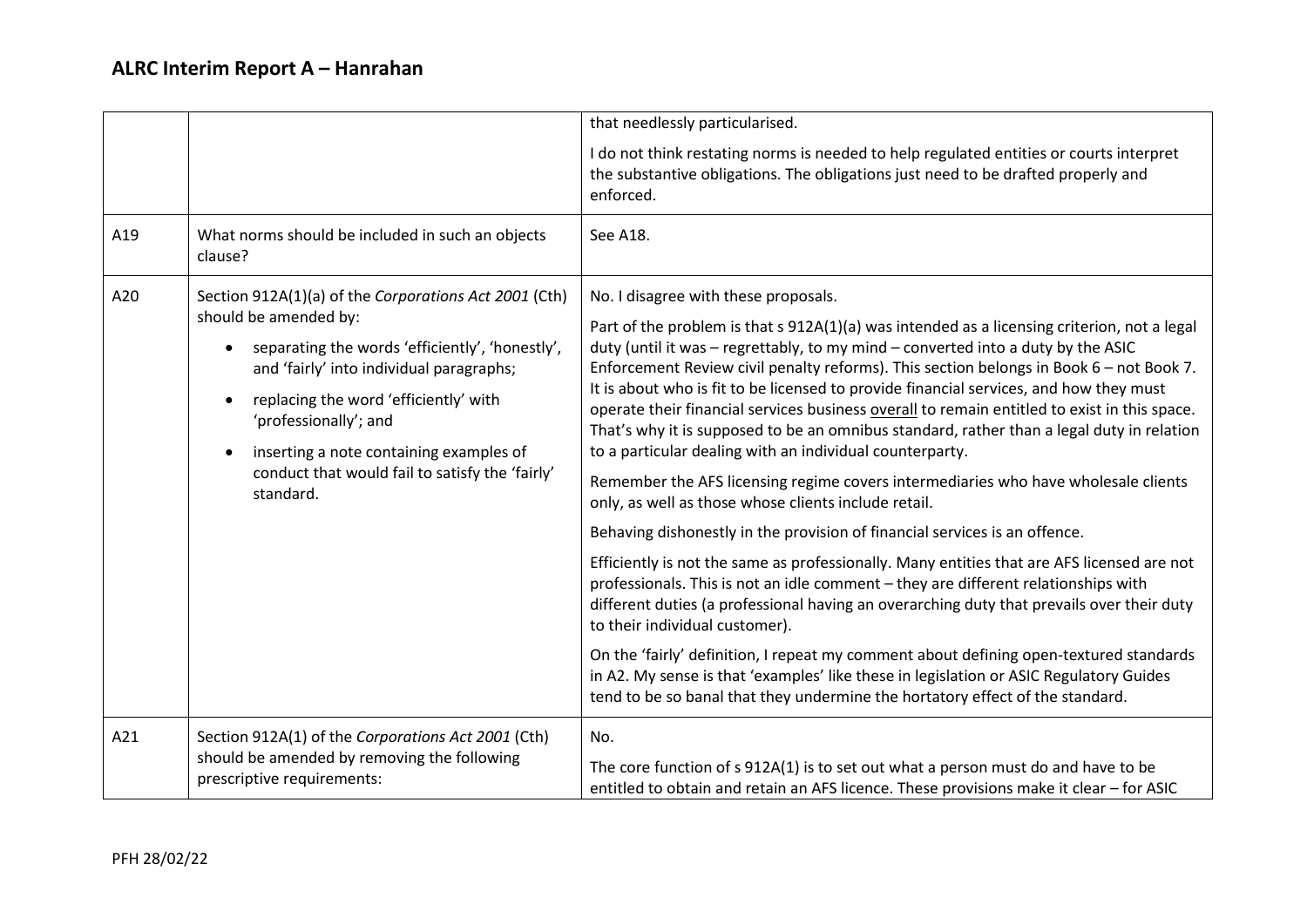|  |  |  |
| --- | --- | --- |
|  |  | that needlessly particularised.<br><br>I do not think restating norms is needed to help regulated entities or courts interpret the substantive obligations. The obligations just need to be drafted properly and enforced. |
| A19 | What norms should be included in such an objects clause? | See A18. |
| A20 | Section 912A(1)(a) of the *Corporations Act 2001* (Cth) should be amended by:<br><br>• separating the words 'efficiently', 'honestly', and 'fairly' into individual paragraphs;<br>• replacing the word 'efficiently' with 'professionally'; and<br>• inserting a note containing examples of conduct that would fail to satisfy the 'fairly' standard. | No. I disagree with these proposals.<br><br>Part of the problem is that s 912A(1)(a) was intended as a licensing criterion, not a legal duty (until it was – regrettably, to my mind – converted into a duty by the ASIC Enforcement Review civil penalty reforms). This section belongs in Book 6 – not Book 7. It is about who is fit to be licensed to provide financial services, and how they must operate their financial services business overall to remain entitled to exist in this space. That's why it is supposed to be an omnibus standard, rather than a legal duty in relation to a particular dealing with an individual counterparty.<br><br>Remember the AFS licensing regime covers intermediaries who have wholesale clients only, as well as those whose clients include retail.<br><br>Behaving dishonestly in the provision of financial services is an offence.<br><br>Efficiently is not the same as professionally. Many entities that are AFS licensed are not professionals. This is not an idle comment – they are different relationships with different duties (a professional having an overarching duty that prevails over their duty to their individual customer).<br><br>On the 'fairly' definition, I repeat my comment about defining open-textured standards in A2. My sense is that 'examples' like these in legislation or ASIC Regulatory Guides tend to be so banal that they undermine the hortatory effect of the standard. |
| A21 | Section 912A(1) of the *Corporations Act 2001* (Cth) should be amended by removing the following prescriptive requirements: | No.<br><br>The core function of s 912A(1) is to set out what a person must do and have to be entitled to obtain and retain an AFS licence. These provisions make it clear – for ASIC |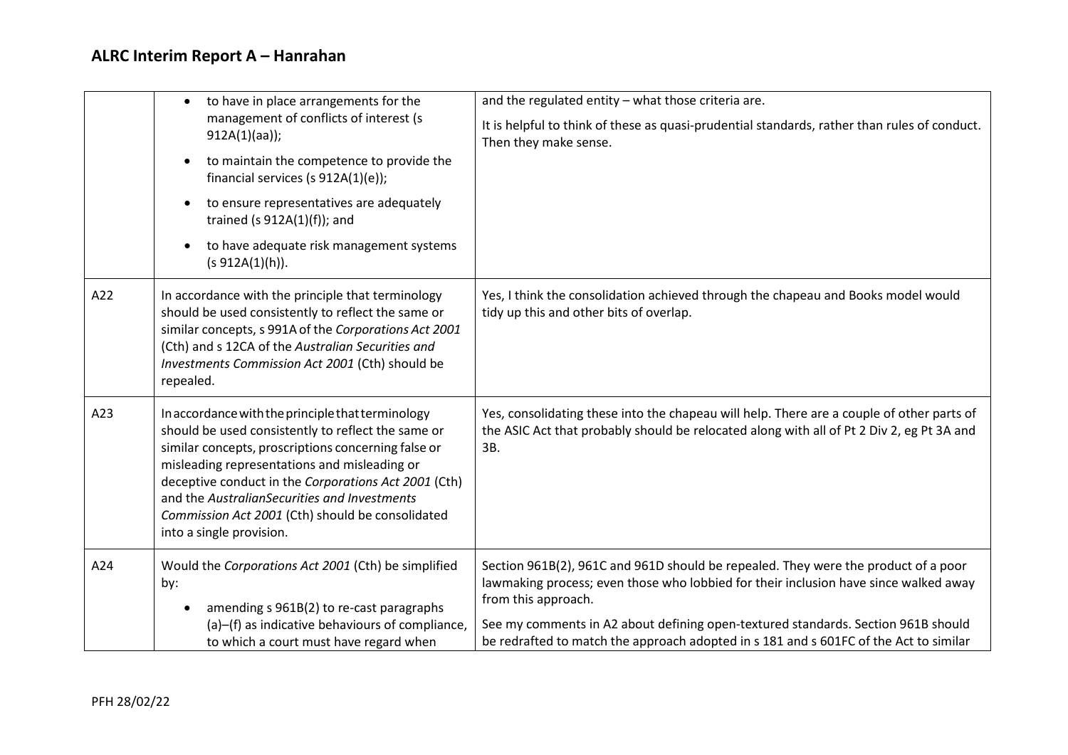| | | |
|---|---|---|
| | <ul><li>to have in place arrangements for the management of conflicts of interest (s 912A(1)(aa));</li><li>to maintain the competence to provide the financial services (s 912A(1)(e));</li><li>to ensure representatives are adequately trained (s 912A(1)(f)); and</li><li>to have adequate risk management systems (s 912A(1)(h)).</li></ul> | and the regulated entity – what those criteria are.<br><br>It is helpful to think of these as quasi-prudential standards, rather than rules of conduct. Then they make sense. |
| A22 | In accordance with the principle that terminology should be used consistently to reflect the same or similar concepts, s 991A of the *Corporations Act 2001* (Cth) and s 12CA of the *Australian Securities and Investments Commission Act 2001* (Cth) should be repealed. | Yes, I think the consolidation achieved through the chapeau and Books model would tidy up this and other bits of overlap. |
| A23 | In accordance with the principle that terminology should be used consistently to reflect the same or similar concepts, proscriptions concerning false or misleading representations and misleading or deceptive conduct in the *Corporations Act 2001* (Cth) and the *AustralianSecurities and Investments Commission Act 2001* (Cth) should be consolidated into a single provision. | Yes, consolidating these into the chapeau will help. There are a couple of other parts of the ASIC Act that probably should be relocated along with all of Pt 2 Div 2, eg Pt 3A and 3B. |
| A24 | Would the *Corporations Act 2001* (Cth) be simplified by:<br><ul><li>amending s 961B(2) to re-cast paragraphs (a)–(f) as indicative behaviours of compliance, to which a court must have regard when</li></ul> | Section 961B(2), 961C and 961D should be repealed. They were the product of a poor lawmaking process; even those who lobbied for their inclusion have since walked away from this approach.<br><br>See my comments in A2 about defining open-textured standards. Section 961B should be redrafted to match the approach adopted in s 181 and s 601FC of the Act to similar |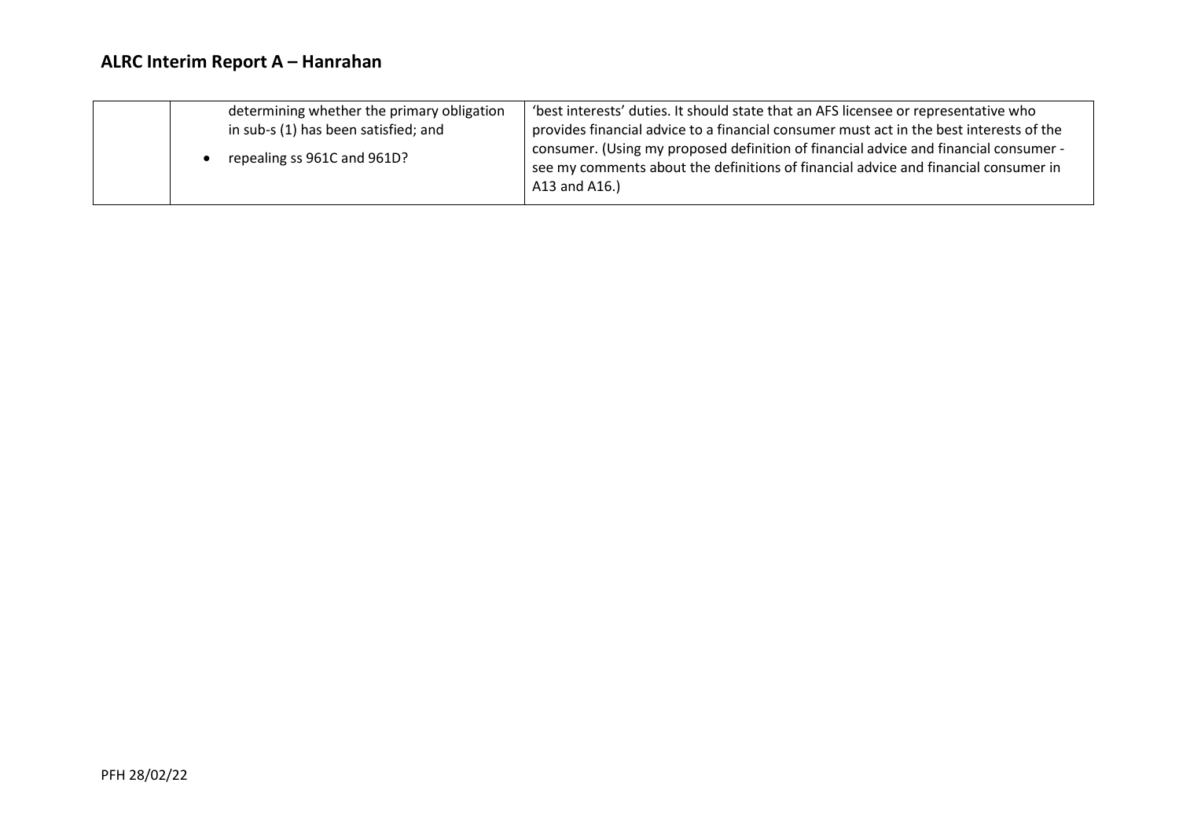| | | |
|---|---|---|
| | determining whether the primary obligation in sub-s (1) has been satisfied; and<br><br>• repealing ss 961C and 961D? | 'best interests' duties. It should state that an AFS licensee or representative who provides financial advice to a financial consumer must act in the best interests of the consumer. (Using my proposed definition of financial advice and financial consumer - see my comments about the definitions of financial advice and financial consumer in A13 and A16.) |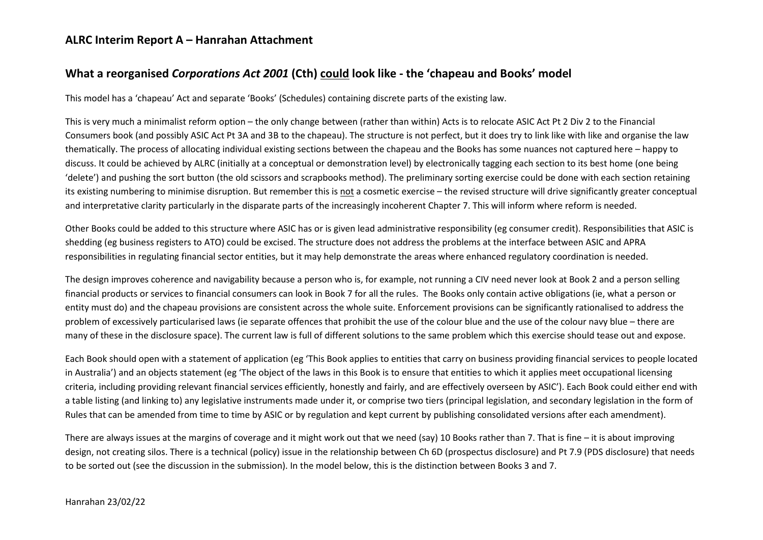## ALRC Interim Report A – Hanrahan Attachment

## What a reorganised *Corporations Act 2001* (Cth) could look like - the 'chapeau and Books' model

This model has a 'chapeau' Act and separate 'Books' (Schedules) containing discrete parts of the existing law.

This is very much a minimalist reform option – the only change between (rather than within) Acts is to relocate ASIC Act Pt 2 Div 2 to the Financial Consumers book (and possibly ASIC Act Pt 3A and 3B to the chapeau). The structure is not perfect, but it does try to link like with like and organise the law thematically. The process of allocating individual existing sections between the chapeau and the Books has some nuances not captured here – happy to discuss. It could be achieved by ALRC (initially at a conceptual or demonstration level) by electronically tagging each section to its best home (one being 'delete') and pushing the sort button (the old scissors and scrapbooks method). The preliminary sorting exercise could be done with each section retaining its existing numbering to minimise disruption. But remember this is not a cosmetic exercise – the revised structure will drive significantly greater conceptual and interpretative clarity particularly in the disparate parts of the increasingly incoherent Chapter 7. This will inform where reform is needed.

Other Books could be added to this structure where ASIC has or is given lead administrative responsibility (eg consumer credit). Responsibilities that ASIC is shedding (eg business registers to ATO) could be excised. The structure does not address the problems at the interface between ASIC and APRA responsibilities in regulating financial sector entities, but it may help demonstrate the areas where enhanced regulatory coordination is needed.

The design improves coherence and navigability because a person who is, for example, not running a CIV need never look at Book 2 and a person selling financial products or services to financial consumers can look in Book 7 for all the rules. The Books only contain active obligations (ie, what a person or entity must do) and the chapeau provisions are consistent across the whole suite. Enforcement provisions can be significantly rationalised to address the problem of excessively particularised laws (ie separate offences that prohibit the use of the colour blue and the use of the colour navy blue – there are many of these in the disclosure space). The current law is full of different solutions to the same problem which this exercise should tease out and expose.

Each Book should open with a statement of application (eg 'This Book applies to entities that carry on business providing financial services to people located in Australia') and an objects statement (eg 'The object of the laws in this Book is to ensure that entities to which it applies meet occupational licensing criteria, including providing relevant financial services efficiently, honestly and fairly, and are effectively overseen by ASIC'). Each Book could either end with a table listing (and linking to) any legislative instruments made under it, or comprise two tiers (principal legislation, and secondary legislation in the form of Rules that can be amended from time to time by ASIC or by regulation and kept current by publishing consolidated versions after each amendment).

There are always issues at the margins of coverage and it might work out that we need (say) 10 Books rather than 7. That is fine – it is about improving design, not creating silos. There is a technical (policy) issue in the relationship between Ch 6D (prospectus disclosure) and Pt 7.9 (PDS disclosure) that needs to be sorted out (see the discussion in the submission). In the model below, this is the distinction between Books 3 and 7.

Hanrahan 23/02/22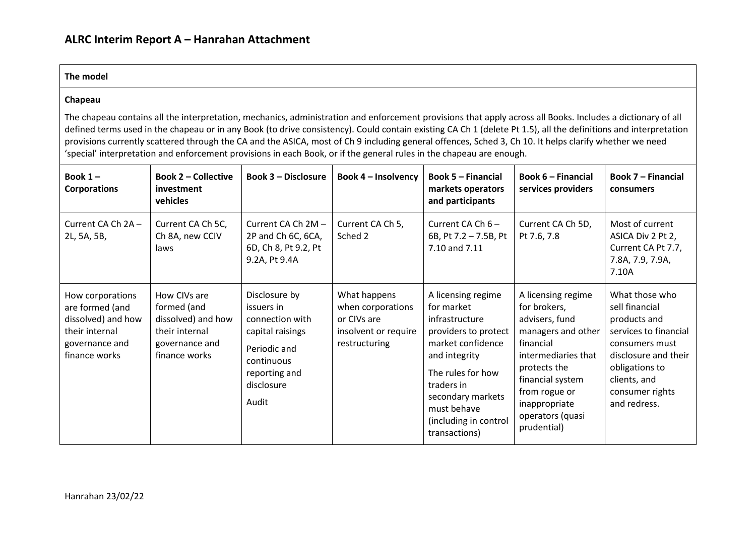# ALRC Interim Report A – Hanrahan Attachment

**The model**

**Chapeau**

The chapeau contains all the interpretation, mechanics, administration and enforcement provisions that apply across all Books. Includes a dictionary of all defined terms used in the chapeau or in any Book (to drive consistency). Could contain existing CA Ch 1 (delete Pt 1.5), all the definitions and interpretation provisions currently scattered through the CA and the ASICA, most of Ch 9 including general offences, Sched 3, Ch 10. It helps clarify whether we need 'special' interpretation and enforcement provisions in each Book, or if the general rules in the chapeau are enough.

| **Book 1 – Corporations** | **Book 2 – Collective investment vehicles** | **Book 3 – Disclosure** | **Book 4 – Insolvency** | **Book 5 – Financial markets operators and participants** | **Book 6 – Financial services providers** | **Book 7 – Financial consumers** |
|---|---|---|---|---|---|---|
| Current CA Ch 2A – 2L, 5A, 5B, | Current CA Ch 5C, Ch 8A, new CCIV laws | Current CA Ch 2M – 2P and Ch 6C, 6CA, 6D, Ch 8, Pt 9.2, Pt 9.2A, Pt 9.4A | Current CA Ch 5, Sched 2 | Current CA Ch 6 – 6B, Pt 7.2 – 7.5B, Pt 7.10 and 7.11 | Current CA Ch 5D, Pt 7.6, 7.8 | Most of current ASICA Div 2 Pt 2, Current CA Pt 7.7, 7.8A, 7.9, 7.9A, 7.10A |
| How corporations are formed (and dissolved) and how their internal governance and finance works | How CIVs are formed (and dissolved) and how their internal governance and finance works | Disclosure by issuers in connection with capital raisings<br><br>Periodic and continuous reporting and disclosure<br><br>Audit | What happens when corporations or CIVs are insolvent or require restructuring | A licensing regime for market infrastructure providers to protect market confidence and integrity<br><br>The rules for how traders in secondary markets must behave (including in control transactions) | A licensing regime for brokers, advisers, fund managers and other financial intermediaries that protects the financial system from rogue or inappropriate operators (quasi prudential) | What those who sell financial products and services to financial consumers must disclosure and their obligations to clients, and consumer rights and redress. |

Hanrahan 23/02/22